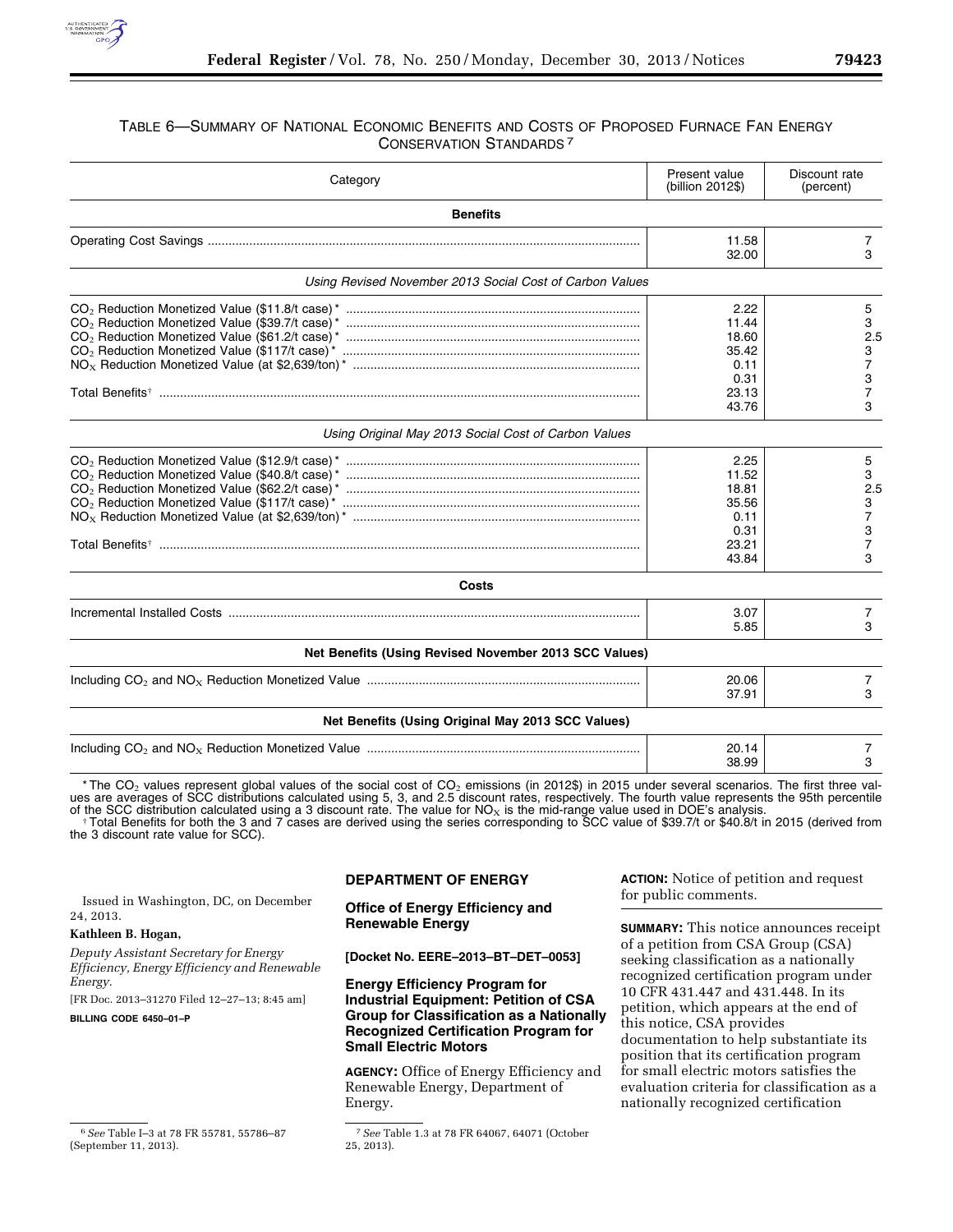TABLE 6—SUMMARY OF NATIONAL ECONOMIC BENEFITS AND COSTS OF PROPOSED FURNACE FAN ENERGY CONSERVATION STANDARDS [7]

| Category | Present value (billion 2012$) | Discount rate (percent) |
|---|---|---|
| **Benefits** | | |
| Operating Cost Savings | 11.58 | 7 |
| | 32.00 | 3 |
| *Using Revised November 2013 Social Cost of Carbon Values* | | |
| $CO_2$ Reduction Monetized Value ($11.8/t case)* | 2.22 | 5 |
| $CO_2$ Reduction Monetized Value ($39.7/t case)* | 11.44 | 3 |
| $CO_2$ Reduction Monetized Value ($61.2/t case)* | 18.60 | 2.5 |
| $CO_2$ Reduction Monetized Value ($117/t case)* | 35.42 | 3 |
| $NO_X$ Reduction Monetized Value (at $2,639/ton)* | 0.11 | 7 |
| | 0.31 | 3 |
| Total Benefits† | 23.13 | 7 |
| | 43.76 | 3 |
| *Using Original May 2013 Social Cost of Carbon Values* | | |
| $CO_2$ Reduction Monetized Value ($12.9/t case)* | 2.25 | 5 |
| $CO_2$ Reduction Monetized Value ($40.8/t case)* | 11.52 | 3 |
| $CO_2$ Reduction Monetized Value ($62.2/t case)* | 18.81 | 2.5 |
| $CO_2$ Reduction Monetized Value ($117/t case)* | 35.56 | 3 |
| $NO_X$ Reduction Monetized Value (at $2,639/ton)* | 0.11 | 7 |
| | 0.31 | 3 |
| Total Benefits† | 23.21 | 7 |
| | 43.84 | 3 |
| **Costs** | | |
| Incremental Installed Costs | 3.07 | 7 |
| | 5.85 | 3 |
| **Net Benefits (Using Revised November 2013 SCC Values)** | | |
| Including $CO_2$ and $NO_X$ Reduction Monetized Value | 20.06 | 7 |
| | 37.91 | 3 |
| **Net Benefits (Using Original May 2013 SCC Values)** | | |
| Including $CO_2$ and $NO_X$ Reduction Monetized Value | 20.14 | 7 |
| | 38.99 | 3 |

* The $CO_2$ values represent global values of the social cost of $CO_2$ emissions (in 2012$) in 2015 under several scenarios. The first three values are averages of SCC distributions calculated using 5, 3, and 2.5 discount rates, respectively. The fourth value represents the 95th percentile of the SCC distribution calculated using a 3 discount rate. The value for $NO_X$ is the mid-range value used in DOE's analysis.

† Total Benefits for both the 3 and 7 cases are derived using the series corresponding to SCC value of $39.7/t or $40.8/t in 2015 (derived from the 3 discount rate value for SCC).

Issued in Washington, DC, on December 24, 2013.

**Kathleen B. Hogan,**

*Deputy Assistant Secretary for Energy Efficiency, Energy Efficiency and Renewable Energy.*

[FR Doc. 2013–31270 Filed 12–27–13; 8:45 am]

**BILLING CODE 6450–01–P**

[6] *See* Table I–3 at 78 FR 55781, 55786–87 (September 11, 2013).

## DEPARTMENT OF ENERGY

### Office of Energy Efficiency and Renewable Energy

**[Docket No. EERE–2013–BT–DET–0053]**

### Energy Efficiency Program for Industrial Equipment: Petition of CSA Group for Classification as a Nationally Recognized Certification Program for Small Electric Motors

**AGENCY:** Office of Energy Efficiency and Renewable Energy, Department of Energy.

[7] *See* Table 1.3 at 78 FR 64067, 64071 (October 25, 2013).

**ACTION:** Notice of petition and request for public comments.

**SUMMARY:** This notice announces receipt of a petition from CSA Group (CSA) seeking classification as a nationally recognized certification program under 10 CFR 431.447 and 431.448. In its petition, which appears at the end of this notice, CSA provides documentation to help substantiate its position that its certification program for small electric motors satisfies the evaluation criteria for classification as a nationally recognized certification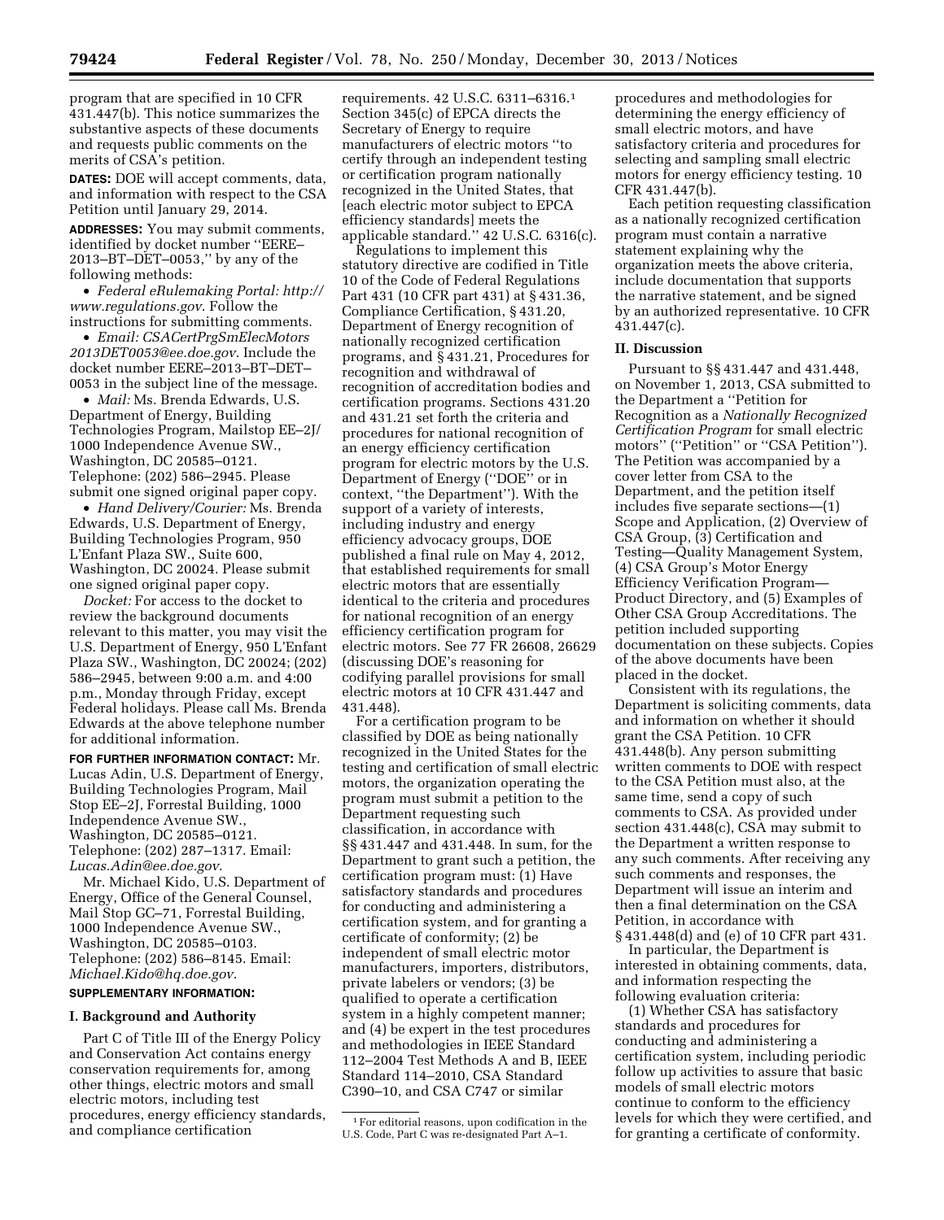program that are specified in 10 CFR 431.447(b). This notice summarizes the substantive aspects of these documents and requests public comments on the merits of CSA's petition.

**DATES:** DOE will accept comments, data, and information with respect to the CSA Petition until January 29, 2014.

**ADDRESSES:** You may submit comments, identified by docket number ''EERE–2013–BT–DET–0053,'' by any of the following methods:

- *Federal eRulemaking Portal: http://www.regulations.gov*. Follow the instructions for submitting comments.
- *Email: CSACertPrgSmElecMotors2013DET0053@ee.doe.gov*. Include the docket number EERE–2013–BT–DET–0053 in the subject line of the message.
- *Mail:* Ms. Brenda Edwards, U.S. Department of Energy, Building Technologies Program, Mailstop EE–2J/1000 Independence Avenue SW., Washington, DC 20585–0121. Telephone: (202) 586–2945. Please submit one signed original paper copy.
- *Hand Delivery/Courier:* Ms. Brenda Edwards, U.S. Department of Energy, Building Technologies Program, 950 L'Enfant Plaza SW., Suite 600, Washington, DC 20024. Please submit one signed original paper copy.

*Docket:* For access to the docket to review the background documents relevant to this matter, you may visit the U.S. Department of Energy, 950 L'Enfant Plaza SW., Washington, DC 20024; (202) 586–2945, between 9:00 a.m. and 4:00 p.m., Monday through Friday, except Federal holidays. Please call Ms. Brenda Edwards at the above telephone number for additional information.

**FOR FURTHER INFORMATION CONTACT:** Mr. Lucas Adin, U.S. Department of Energy, Building Technologies Program, Mail Stop EE–2J, Forrestal Building, 1000 Independence Avenue SW., Washington, DC 20585–0121. Telephone: (202) 287–1317. Email: *Lucas.Adin@ee.doe.gov*.

Mr. Michael Kido, U.S. Department of Energy, Office of the General Counsel, Mail Stop GC–71, Forrestal Building, 1000 Independence Avenue SW., Washington, DC 20585–0103. Telephone: (202) 586–8145. Email: *Michael.Kido@hq.doe.gov*.

**SUPPLEMENTARY INFORMATION:**

## I. Background and Authority

Part C of Title III of the Energy Policy and Conservation Act contains energy conservation requirements for, among other things, electric motors and small electric motors, including test procedures, energy efficiency standards, and compliance certification requirements. 42 U.S.C. 6311–6316.[1] Section 345(c) of EPCA directs the Secretary of Energy to require manufacturers of electric motors ''to certify through an independent testing or certification program nationally recognized in the United States, that [each electric motor subject to EPCA efficiency standards] meets the applicable standard.'' 42 U.S.C. 6316(c).

Regulations to implement this statutory directive are codified in Title 10 of the Code of Federal Regulations Part 431 (10 CFR part 431) at § 431.36, Compliance Certification, § 431.20, Department of Energy recognition of nationally recognized certification programs, and § 431.21, Procedures for recognition and withdrawal of recognition of accreditation bodies and certification programs. Sections 431.20 and 431.21 set forth the criteria and procedures for national recognition of an energy efficiency certification program for electric motors by the U.S. Department of Energy (''DOE'' or in context, ''the Department''). With the support of a variety of interests, including industry and energy efficiency advocacy groups, DOE published a final rule on May 4, 2012, that established requirements for small electric motors that are essentially identical to the criteria and procedures for national recognition of an energy efficiency certification program for electric motors. See 77 FR 26608, 26629 (discussing DOE's reasoning for codifying parallel provisions for small electric motors at 10 CFR 431.447 and 431.448).

For a certification program to be classified by DOE as being nationally recognized in the United States for the testing and certification of small electric motors, the organization operating the program must submit a petition to the Department requesting such classification, in accordance with §§ 431.447 and 431.448. In sum, for the Department to grant such a petition, the certification program must: (1) Have satisfactory standards and procedures for conducting and administering a certification system, and for granting a certificate of conformity; (2) be independent of small electric motor manufacturers, importers, distributors, private labelers or vendors; (3) be qualified to operate a certification system in a highly competent manner; and (4) be expert in the test procedures and methodologies in IEEE Standard 112–2004 Test Methods A and B, IEEE Standard 114–2010, CSA Standard C390–10, and CSA C747 or similar procedures and methodologies for determining the energy efficiency of small electric motors, and have satisfactory criteria and procedures for selecting and sampling small electric motors for energy efficiency testing. 10 CFR 431.447(b).

Each petition requesting classification as a nationally recognized certification program must contain a narrative statement explaining why the organization meets the above criteria, include documentation that supports the narrative statement, and be signed by an authorized representative. 10 CFR 431.447(c).

[1] For editorial reasons, upon codification in the U.S. Code, Part C was re-designated Part A–1.

## II. Discussion

Pursuant to §§ 431.447 and 431.448, on November 1, 2013, CSA submitted to the Department a ''Petition for Recognition as a *Nationally Recognized Certification Program* for small electric motors'' (''Petition'' or ''CSA Petition''). The Petition was accompanied by a cover letter from CSA to the Department, and the petition itself includes five separate sections—(1) Scope and Application, (2) Overview of CSA Group, (3) Certification and Testing—Quality Management System, (4) CSA Group's Motor Energy Efficiency Verification Program—Product Directory, and (5) Examples of Other CSA Group Accreditations. The petition included supporting documentation on these subjects. Copies of the above documents have been placed in the docket.

Consistent with its regulations, the Department is soliciting comments, data and information on whether it should grant the CSA Petition. 10 CFR 431.448(b). Any person submitting written comments to DOE with respect to the CSA Petition must also, at the same time, send a copy of such comments to CSA. As provided under section 431.448(c), CSA may submit to the Department a written response to any such comments. After receiving any such comments and responses, the Department will issue an interim and then a final determination on the CSA Petition, in accordance with § 431.448(d) and (e) of 10 CFR part 431.

In particular, the Department is interested in obtaining comments, data, and information respecting the following evaluation criteria:

(1) Whether CSA has satisfactory standards and procedures for conducting and administering a certification system, including periodic follow up activities to assure that basic models of small electric motors continue to conform to the efficiency levels for which they were certified, and for granting a certificate of conformity.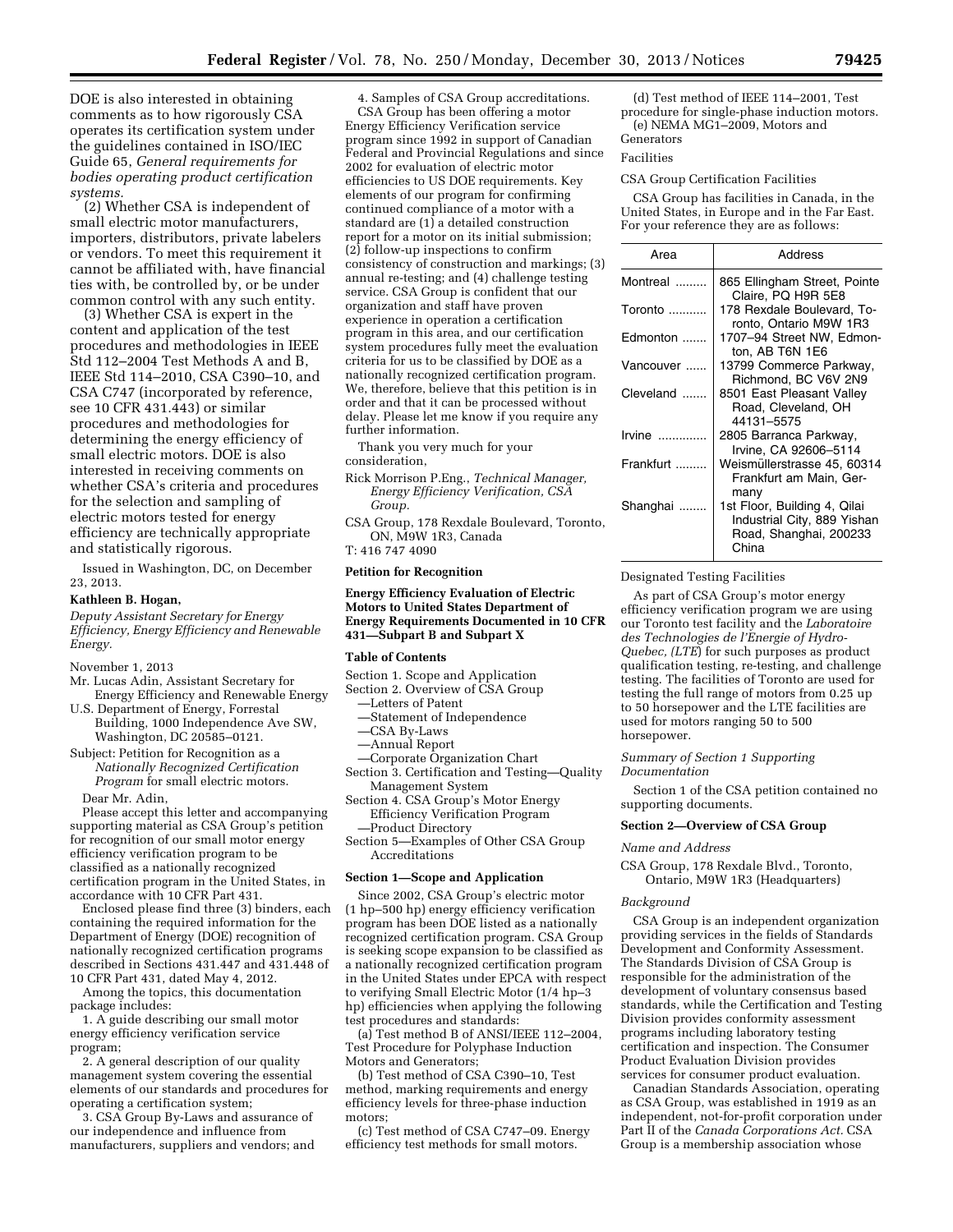DOE is also interested in obtaining comments as to how rigorously CSA operates its certification system under the guidelines contained in ISO/IEC Guide 65, *General requirements for bodies operating product certification systems.*

(2) Whether CSA is independent of small electric motor manufacturers, importers, distributors, private labelers or vendors. To meet this requirement it cannot be affiliated with, have financial ties with, be controlled by, or be under common control with any such entity.

(3) Whether CSA is expert in the content and application of the test procedures and methodologies in IEEE Std 112–2004 Test Methods A and B, IEEE Std 114–2010, CSA C390–10, and CSA C747 (incorporated by reference, see 10 CFR 431.443) or similar procedures and methodologies for determining the energy efficiency of small electric motors. DOE is also interested in receiving comments on whether CSA's criteria and procedures for the selection and sampling of electric motors tested for energy efficiency are technically appropriate and statistically rigorous.

Issued in Washington, DC, on December 23, 2013.

**Kathleen B. Hogan,**

*Deputy Assistant Secretary for Energy Efficiency, Energy Efficiency and Renewable Energy.*

November 1, 2013

Mr. Lucas Adin, Assistant Secretary for Energy Efficiency and Renewable Energy

U.S. Department of Energy, Forrestal Building, 1000 Independence Ave SW, Washington, DC 20585–0121.

Subject: Petition for Recognition as a *Nationally Recognized Certification Program* for small electric motors.

Dear Mr. Adin,

Please accept this letter and accompanying supporting material as CSA Group's petition for recognition of our small motor energy efficiency verification program to be classified as a nationally recognized certification program in the United States, in accordance with 10 CFR Part 431.

Enclosed please find three (3) binders, each containing the required information for the Department of Energy (DOE) recognition of nationally recognized certification programs described in Sections 431.447 and 431.448 of 10 CFR Part 431, dated May 4, 2012.

Among the topics, this documentation package includes:

1. A guide describing our small motor energy efficiency verification service program;
2. A general description of our quality management system covering the essential elements of our standards and procedures for operating a certification system;
3. CSA Group By-Laws and assurance of our independence and influence from manufacturers, suppliers and vendors; and
4. Samples of CSA Group accreditations.

CSA Group has been offering a motor Energy Efficiency Verification service program since 1992 in support of Canadian Federal and Provincial Regulations and since 2002 for evaluation of electric motor efficiencies to US DOE requirements. Key elements of our program for confirming continued compliance of a motor with a standard are (1) a detailed construction report for a motor on its initial submission; (2) follow-up inspections to confirm consistency of construction and markings; (3) annual re-testing; and (4) challenge testing service. CSA Group is confident that our organization and staff have proven experience in operation a certification program in this area, and our certification system procedures fully meet the evaluation criteria for us to be classified by DOE as a nationally recognized certification program. We, therefore, believe that this petition is in order and that it can be processed without delay. Please let me know if you require any further information.

Thank you very much for your consideration,

Rick Morrison P.Eng., *Technical Manager, Energy Efficiency Verification, CSA Group.*

CSA Group, 178 Rexdale Boulevard, Toronto, ON, M9W 1R3, Canada

T: 416 747 4090

**Petition for Recognition**

**Energy Efficiency Evaluation of Electric Motors to United States Department of Energy Requirements Documented in 10 CFR 431—Subpart B and Subpart X**

**Table of Contents**

Section 1. Scope and Application

Section 2. Overview of CSA Group

—Letters of Patent

—Statement of Independence

—CSA By-Laws

—Annual Report

—Corporate Organization Chart

Section 3. Certification and Testing—Quality Management System

Section 4. CSA Group's Motor Energy Efficiency Verification Program

—Product Directory

Section 5—Examples of Other CSA Group Accreditations

**Section 1—Scope and Application**

Since 2002, CSA Group's electric motor (1 hp–500 hp) energy efficiency verification program has been DOE listed as a nationally recognized certification program. CSA Group is seeking scope expansion to be classified as a nationally recognized certification program in the United States under EPCA with respect to verifying Small Electric Motor (1/4 hp–3 hp) efficiencies when applying the following test procedures and standards:

(a) Test method B of ANSI/IEEE 112–2004, Test Procedure for Polyphase Induction Motors and Generators;

(b) Test method of CSA C390–10, Test method, marking requirements and energy efficiency levels for three-phase induction motors;

(c) Test method of CSA C747–09. Energy efficiency test methods for small motors.

(d) Test method of IEEE 114–2001, Test procedure for single-phase induction motors.

(e) NEMA MG1–2009, Motors and Generators

Facilities

CSA Group Certification Facilities

CSA Group has facilities in Canada, in the United States, in Europe and in the Far East. For your reference they are as follows:

| Area | Address |
|---|---|
| Montreal | 865 Ellingham Street, Pointe Claire, PQ H9R 5E8 |
| Toronto | 178 Rexdale Boulevard, Toronto, Ontario M9W 1R3 |
| Edmonton | 1707–94 Street NW, Edmonton, AB T6N 1E6 |
| Vancouver | 13799 Commerce Parkway, Richmond, BC V6V 2N9 |
| Cleveland | 8501 East Pleasant Valley Road, Cleveland, OH 44131–5575 |
| Irvine | 2805 Barranca Parkway, Irvine, CA 92606–5114 |
| Frankfurt | Weismüllerstrasse 45, 60314 Frankfurt am Main, Germany |
| Shanghai | 1st Floor, Building 4, Qilai Industrial City, 889 Yishan Road, Shanghai, 200233 China |

Designated Testing Facilities

As part of CSA Group's motor energy efficiency verification program we are using our Toronto test facility and the *Laboratoire des Technologies de l'Energie of Hydro-Quebec, (LTE)* for such purposes as product qualification testing, re-testing, and challenge testing. The facilities of Toronto are used for testing the full range of motors from 0.25 up to 50 horsepower and the LTE facilities are used for motors ranging 50 to 500 horsepower.

*Summary of Section 1 Supporting Documentation*

Section 1 of the CSA petition contained no supporting documents.

**Section 2—Overview of CSA Group**

*Name and Address*

CSA Group, 178 Rexdale Blvd., Toronto, Ontario, M9W 1R3 (Headquarters)

*Background*

CSA Group is an independent organization providing services in the fields of Standards Development and Conformity Assessment. The Standards Division of CSA Group is responsible for the administration of the development of voluntary consensus based standards, while the Certification and Testing Division provides conformity assessment programs including laboratory testing certification and inspection. The Consumer Product Evaluation Division provides services for consumer product evaluation.

Canadian Standards Association, operating as CSA Group, was established in 1919 as an independent, not-for-profit corporation under Part II of the *Canada Corporations Act.* CSA Group is a membership association whose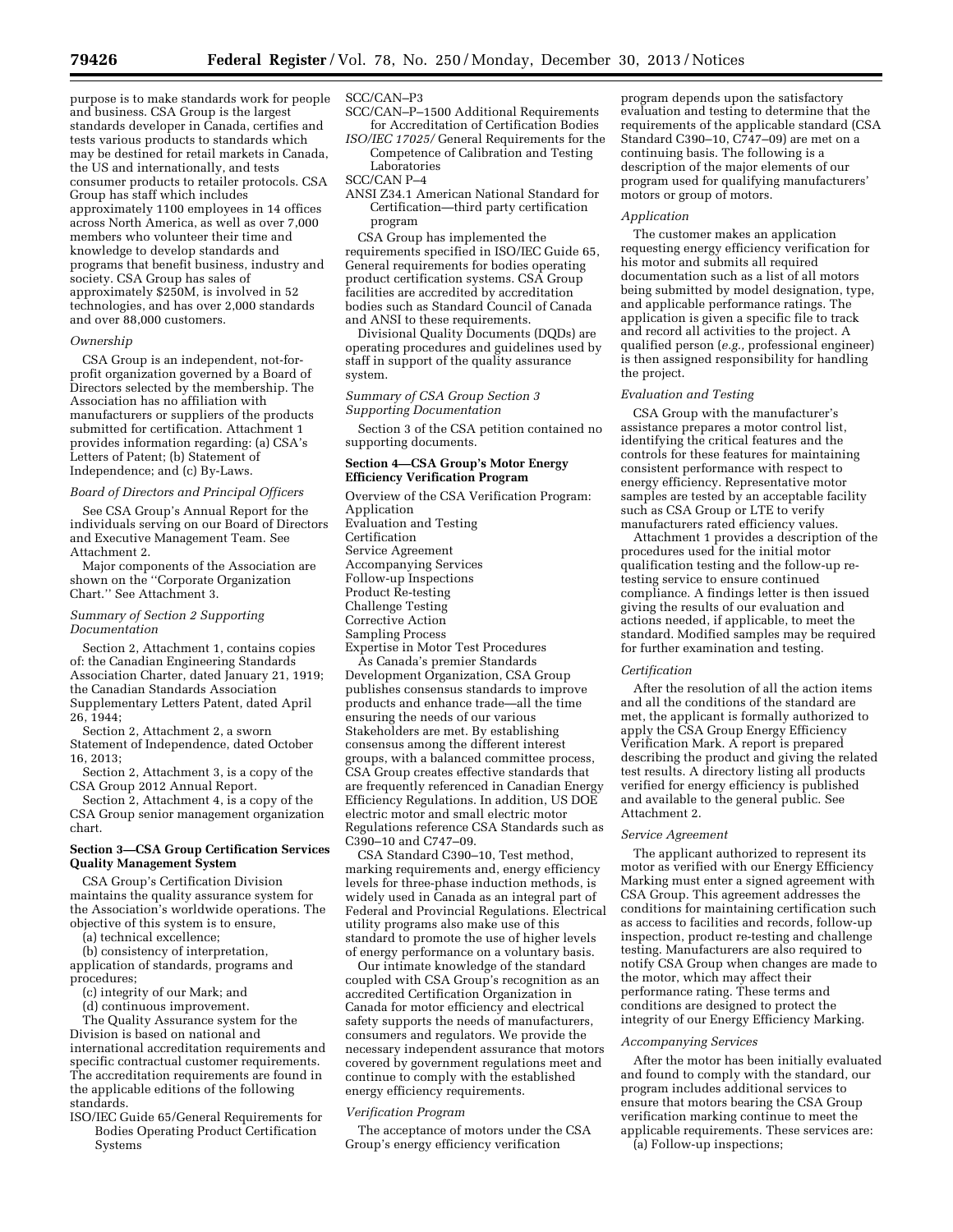purpose is to make standards work for people and business. CSA Group is the largest standards developer in Canada, certifies and tests various products to standards which may be destined for retail markets in Canada, the US and internationally, and tests consumer products to retailer protocols. CSA Group has staff which includes approximately 1100 employees in 14 offices across North America, as well as over 7,000 members who volunteer their time and knowledge to develop standards and programs that benefit business, industry and society. CSA Group has sales of approximately $250M, is involved in 52 technologies, and has over 2,000 standards and over 88,000 customers.

*Ownership*

CSA Group is an independent, not-for-profit organization governed by a Board of Directors selected by the membership. The Association has no affiliation with manufacturers or suppliers of the products submitted for certification. Attachment 1 provides information regarding: (a) CSA's Letters of Patent; (b) Statement of Independence; and (c) By-Laws.

*Board of Directors and Principal Officers*

See CSA Group's Annual Report for the individuals serving on our Board of Directors and Executive Management Team. See Attachment 2.

Major components of the Association are shown on the ''Corporate Organization Chart.'' See Attachment 3.

*Summary of Section 2 Supporting Documentation*

Section 2, Attachment 1, contains copies of: the Canadian Engineering Standards Association Charter, dated January 21, 1919; the Canadian Standards Association Supplementary Letters Patent, dated April 26, 1944;

Section 2, Attachment 2, a sworn Statement of Independence, dated October 16, 2013;

Section 2, Attachment 3, is a copy of the CSA Group 2012 Annual Report.

Section 2, Attachment 4, is a copy of the CSA Group senior management organization chart.

**Section 3—CSA Group Certification Services Quality Management System**

CSA Group's Certification Division maintains the quality assurance system for the Association's worldwide operations. The objective of this system is to ensure,

(a) technical excellence;

(b) consistency of interpretation, application of standards, programs and procedures;

(c) integrity of our Mark; and

(d) continuous improvement.

The Quality Assurance system for the Division is based on national and international accreditation requirements and specific contractual customer requirements. The accreditation requirements are found in the applicable editions of the following standards.

ISO/IEC Guide 65/General Requirements for Bodies Operating Product Certification Systems
SCC/CAN–P3
SCC/CAN–P–1500 Additional Requirements for Accreditation of Certification Bodies
*ISO/IEC 17025*/ General Requirements for the Competence of Calibration and Testing Laboratories
SCC/CAN P–4
ANSI Z34.1 American National Standard for Certification—third party certification program

CSA Group has implemented the requirements specified in ISO/IEC Guide 65, General requirements for bodies operating product certification systems. CSA Group facilities are accredited by accreditation bodies such as Standard Council of Canada and ANSI to these requirements.

Divisional Quality Documents (DQDs) are operating procedures and guidelines used by staff in support of the quality assurance system.

*Summary of CSA Group Section 3 Supporting Documentation*

Section 3 of the CSA petition contained no supporting documents.

**Section 4—CSA Group's Motor Energy Efficiency Verification Program**

Overview of the CSA Verification Program:
Application
Evaluation and Testing
Certification
Service Agreement
Accompanying Services
Follow-up Inspections
Product Re-testing
Challenge Testing
Corrective Action
Sampling Process
Expertise in Motor Test Procedures

As Canada's premier Standards Development Organization, CSA Group publishes consensus standards to improve products and enhance trade—all the time ensuring the needs of our various Stakeholders are met. By establishing consensus among the different interest groups, with a balanced committee process, CSA Group creates effective standards that are frequently referenced in Canadian Energy Efficiency Regulations. In addition, US DOE electric motor and small electric motor Regulations reference CSA Standards such as C390–10 and C747–09.

CSA Standard C390–10, Test method, marking requirements and, energy efficiency levels for three-phase induction methods, is widely used in Canada as an integral part of Federal and Provincial Regulations. Electrical utility programs also make use of this standard to promote the use of higher levels of energy performance on a voluntary basis.

Our intimate knowledge of the standard coupled with CSA Group's recognition as an accredited Certification Organization in Canada for motor efficiency and electrical safety supports the needs of manufacturers, consumers and regulators. We provide the necessary independent assurance that motors covered by government regulations meet and continue to comply with the established energy efficiency requirements.

*Verification Program*

The acceptance of motors under the CSA Group's energy efficiency verification program depends upon the satisfactory evaluation and testing to determine that the requirements of the applicable standard (CSA Standard C390–10, C747–09) are met on a continuing basis. The following is a description of the major elements of our program used for qualifying manufacturers' motors or group of motors.

*Application*

The customer makes an application requesting energy efficiency verification for his motor and submits all required documentation such as a list of all motors being submitted by model designation, type, and applicable performance ratings. The application is given a specific file to track and record all activities to the project. A qualified person (*e.g.,* professional engineer) is then assigned responsibility for handling the project.

*Evaluation and Testing*

CSA Group with the manufacturer's assistance prepares a motor control list, identifying the critical features and the controls for these features for maintaining consistent performance with respect to energy efficiency. Representative motor samples are tested by an acceptable facility such as CSA Group or LTE to verify manufacturers rated efficiency values.

Attachment 1 provides a description of the procedures used for the initial motor qualification testing and the follow-up re-testing service to ensure continued compliance. A findings letter is then issued giving the results of our evaluation and actions needed, if applicable, to meet the standard. Modified samples may be required for further examination and testing.

*Certification*

After the resolution of all the action items and all the conditions of the standard are met, the applicant is formally authorized to apply the CSA Group Energy Efficiency Verification Mark. A report is prepared describing the product and giving the related test results. A directory listing all products verified for energy efficiency is published and available to the general public. See Attachment 2.

*Service Agreement*

The applicant authorized to represent its motor as verified with our Energy Efficiency Marking must enter a signed agreement with CSA Group. This agreement addresses the conditions for maintaining certification such as access to facilities and records, follow-up inspection, product re-testing and challenge testing. Manufacturers are also required to notify CSA Group when changes are made to the motor, which may affect their performance rating. These terms and conditions are designed to protect the integrity of our Energy Efficiency Marking.

*Accompanying Services*

After the motor has been initially evaluated and found to comply with the standard, our program includes additional services to ensure that motors bearing the CSA Group verification marking continue to meet the applicable requirements. These services are:

(a) Follow-up inspections;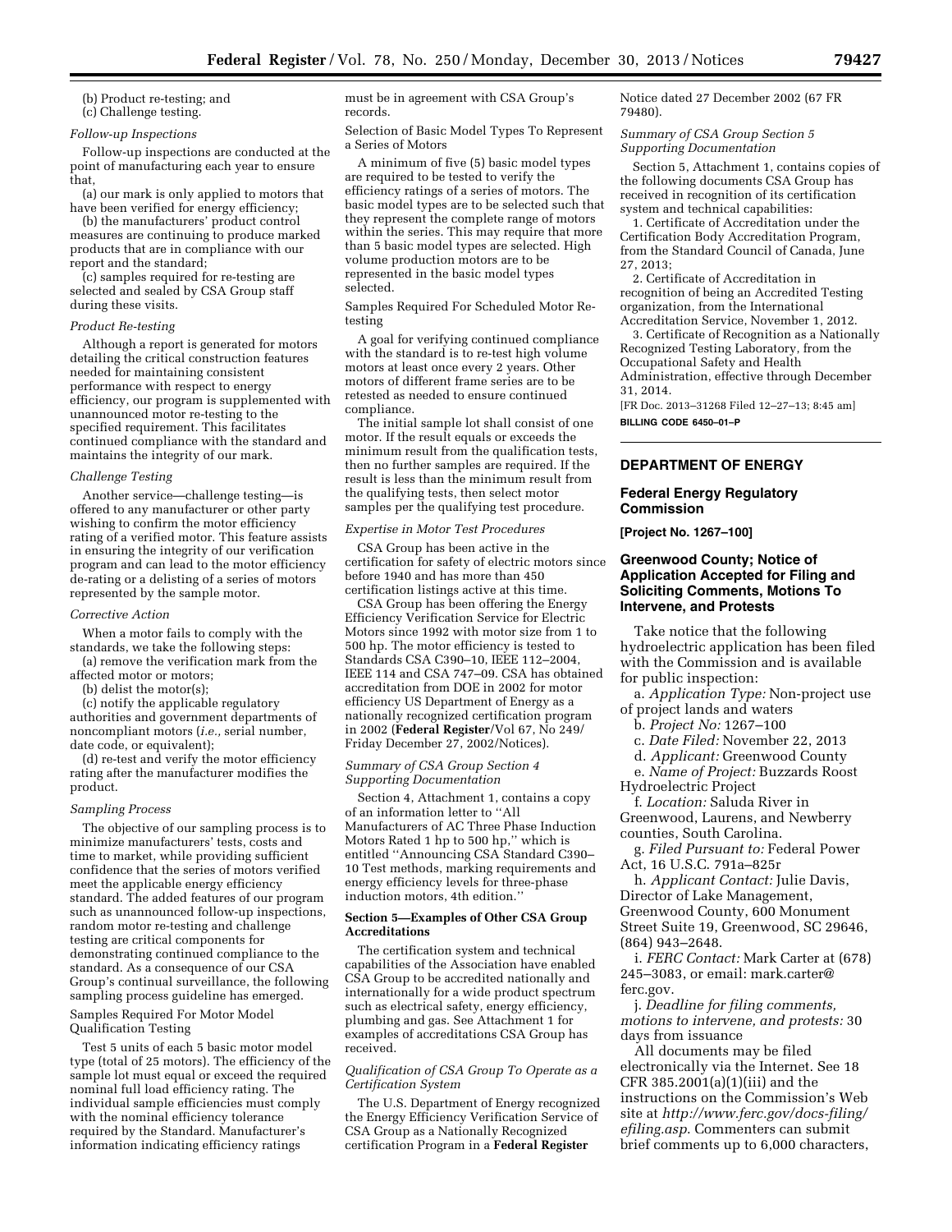(b) Product re-testing; and

(c) Challenge testing.

*Follow-up Inspections*

Follow-up inspections are conducted at the point of manufacturing each year to ensure that,

(a) our mark is only applied to motors that have been verified for energy efficiency;

(b) the manufacturers' product control measures are continuing to produce marked products that are in compliance with our report and the standard;

(c) samples required for re-testing are selected and sealed by CSA Group staff during these visits.

*Product Re-testing*

Although a report is generated for motors detailing the critical construction features needed for maintaining consistent performance with respect to energy efficiency, our program is supplemented with unannounced motor re-testing to the specified requirement. This facilitates continued compliance with the standard and maintains the integrity of our mark.

*Challenge Testing*

Another service—challenge testing—is offered to any manufacturer or other party wishing to confirm the motor efficiency rating of a verified motor. This feature assists in ensuring the integrity of our verification program and can lead to the motor efficiency de-rating or a delisting of a series of motors represented by the sample motor.

*Corrective Action*

When a motor fails to comply with the standards, we take the following steps:

(a) remove the verification mark from the affected motor or motors;

(b) delist the motor(s);

(c) notify the applicable regulatory authorities and government departments of noncompliant motors (*i.e.,* serial number, date code, or equivalent);

(d) re-test and verify the motor efficiency rating after the manufacturer modifies the product.

*Sampling Process*

The objective of our sampling process is to minimize manufacturers' tests, costs and time to market, while providing sufficient confidence that the series of motors verified meet the applicable energy efficiency standard. The added features of our program such as unannounced follow-up inspections, random motor re-testing and challenge testing are critical components for demonstrating continued compliance to the standard. As a consequence of our CSA Group's continual surveillance, the following sampling process guideline has emerged.

Samples Required For Motor Model Qualification Testing

Test 5 units of each 5 basic motor model type (total of 25 motors). The efficiency of the sample lot must equal or exceed the required nominal full load efficiency rating. The individual sample efficiencies must comply with the nominal efficiency tolerance required by the Standard. Manufacturer's information indicating efficiency ratings must be in agreement with CSA Group's records.

Selection of Basic Model Types To Represent a Series of Motors

A minimum of five (5) basic model types are required to be tested to verify the efficiency ratings of a series of motors. The basic model types are to be selected such that they represent the complete range of motors within the series. This may require that more than 5 basic model types are selected. High volume production motors are to be represented in the basic model types selected.

Samples Required For Scheduled Motor Re-testing

A goal for verifying continued compliance with the standard is to re-test high volume motors at least once every 2 years. Other motors of different frame series are to be retested as needed to ensure continued compliance.

The initial sample lot shall consist of one motor. If the result equals or exceeds the minimum result from the qualification tests, then no further samples are required. If the result is less than the minimum result from the qualifying tests, then select motor samples per the qualifying test procedure.

*Expertise in Motor Test Procedures*

CSA Group has been active in the certification for safety of electric motors since before 1940 and has more than 450 certification listings active at this time.

CSA Group has been offering the Energy Efficiency Verification Service for Electric Motors since 1992 with motor size from 1 to 500 hp. The motor efficiency is tested to Standards CSA C390–10, IEEE 112–2004, IEEE 114 and CSA 747–09. CSA has obtained accreditation from DOE in 2002 for motor efficiency US Department of Energy as a nationally recognized certification program in 2002 (**Federal Register**/Vol 67, No 249/ Friday December 27, 2002/Notices).

*Summary of CSA Group Section 4 Supporting Documentation*

Section 4, Attachment 1, contains a copy of an information letter to ''All Manufacturers of AC Three Phase Induction Motors Rated 1 hp to 500 hp,'' which is entitled ''Announcing CSA Standard C390–10 Test methods, marking requirements and energy efficiency levels for three-phase induction motors, 4th edition.''

**Section 5—Examples of Other CSA Group Accreditations**

The certification system and technical capabilities of the Association have enabled CSA Group to be accredited nationally and internationally for a wide product spectrum such as electrical safety, energy efficiency, plumbing and gas. See Attachment 1 for examples of accreditations CSA Group has received.

*Qualification of CSA Group To Operate as a Certification System*

The U.S. Department of Energy recognized the Energy Efficiency Verification Service of CSA Group as a Nationally Recognized certification Program in a **Federal Register** Notice dated 27 December 2002 (67 FR 79480).

*Summary of CSA Group Section 5 Supporting Documentation*

Section 5, Attachment 1, contains copies of the following documents CSA Group has received in recognition of its certification system and technical capabilities:

1. Certificate of Accreditation under the Certification Body Accreditation Program, from the Standard Council of Canada, June 27, 2013;

2. Certificate of Accreditation in recognition of being an Accredited Testing organization, from the International Accreditation Service, November 1, 2012.

3. Certificate of Recognition as a Nationally Recognized Testing Laboratory, from the Occupational Safety and Health Administration, effective through December 31, 2014.

[FR Doc. 2013–31268 Filed 12–27–13; 8:45 am]

**BILLING CODE 6450–01–P**

## DEPARTMENT OF ENERGY

### Federal Energy Regulatory Commission

**[Project No. 1267–100]**

### Greenwood County; Notice of Application Accepted for Filing and Soliciting Comments, Motions To Intervene, and Protests

Take notice that the following hydroelectric application has been filed with the Commission and is available for public inspection:

a. *Application Type:* Non-project use of project lands and waters

b. *Project No:* 1267–100

c. *Date Filed:* November 22, 2013

d. *Applicant:* Greenwood County

e. *Name of Project:* Buzzards Roost Hydroelectric Project

f. *Location:* Saluda River in Greenwood, Laurens, and Newberry counties, South Carolina.

g. *Filed Pursuant to:* Federal Power Act, 16 U.S.C. 791a–825r

h. *Applicant Contact:* Julie Davis, Director of Lake Management, Greenwood County, 600 Monument Street Suite 19, Greenwood, SC 29646, (864) 943–2648.

i. *FERC Contact:* Mark Carter at (678) 245–3083, or email: mark.carter@ferc.gov.

j. *Deadline for filing comments, motions to intervene, and protests:* 30 days from issuance

All documents may be filed electronically via the Internet. See 18 CFR 385.2001(a)(1)(iii) and the instructions on the Commission's Web site at *http://www.ferc.gov/docs-filing/efiling.asp*. Commenters can submit brief comments up to 6,000 characters,